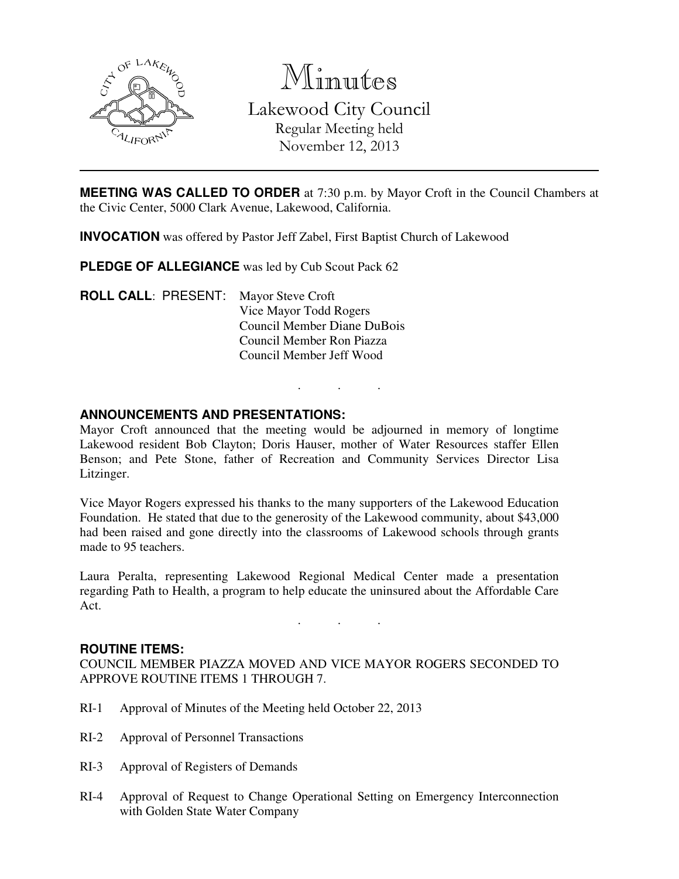# Minutes

## Lakewood City Council

Regular Meeting held
November 12, 2013

---

**MEETING WAS CALLED TO ORDER** at 7:30 p.m. by Mayor Croft in the Council Chambers at the Civic Center, 5000 Clark Avenue, Lakewood, California.

**INVOCATION** was offered by Pastor Jeff Zabel, First Baptist Church of Lakewood

**PLEDGE OF ALLEGIANCE** was led by Cub Scout Pack 62

**ROLL CALL**: PRESENT: Mayor Steve Croft
Vice Mayor Todd Rogers
Council Member Diane DuBois
Council Member Ron Piazza
Council Member Jeff Wood

. . .

**ANNOUNCEMENTS AND PRESENTATIONS:**

Mayor Croft announced that the meeting would be adjourned in memory of longtime Lakewood resident Bob Clayton; Doris Hauser, mother of Water Resources staffer Ellen Benson; and Pete Stone, father of Recreation and Community Services Director Lisa Litzinger.

Vice Mayor Rogers expressed his thanks to the many supporters of the Lakewood Education Foundation. He stated that due to the generosity of the Lakewood community, about $43,000 had been raised and gone directly into the classrooms of Lakewood schools through grants made to 95 teachers.

Laura Peralta, representing Lakewood Regional Medical Center made a presentation regarding Path to Health, a program to help educate the uninsured about the Affordable Care Act.

. . .

**ROUTINE ITEMS:**

COUNCIL MEMBER PIAZZA MOVED AND VICE MAYOR ROGERS SECONDED TO APPROVE ROUTINE ITEMS 1 THROUGH 7.

RI-1 Approval of Minutes of the Meeting held October 22, 2013

RI-2 Approval of Personnel Transactions

RI-3 Approval of Registers of Demands

RI-4 Approval of Request to Change Operational Setting on Emergency Interconnection with Golden State Water Company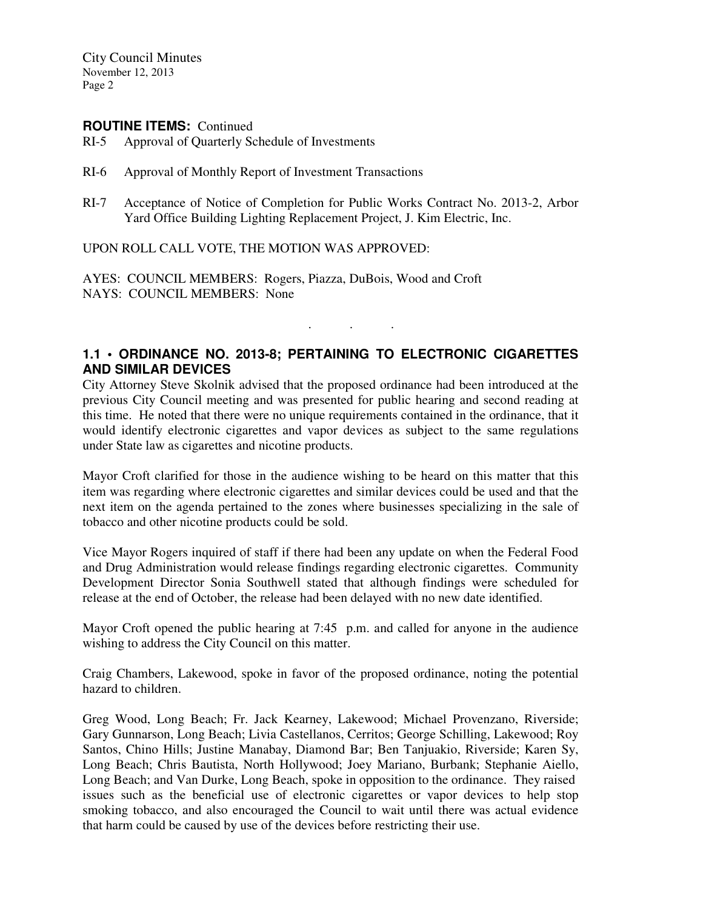**ROUTINE ITEMS:** Continued

RI-5 Approval of Quarterly Schedule of Investments

RI-6 Approval of Monthly Report of Investment Transactions

RI-7 Acceptance of Notice of Completion for Public Works Contract No. 2013-2, Arbor Yard Office Building Lighting Replacement Project, J. Kim Electric, Inc.

UPON ROLL CALL VOTE, THE MOTION WAS APPROVED:

AYES: COUNCIL MEMBERS: Rogers, Piazza, DuBois, Wood and Croft
NAYS: COUNCIL MEMBERS: None

. . .

### 1.1 • ORDINANCE NO. 2013-8; PERTAINING TO ELECTRONIC CIGARETTES AND SIMILAR DEVICES

City Attorney Steve Skolnik advised that the proposed ordinance had been introduced at the previous City Council meeting and was presented for public hearing and second reading at this time. He noted that there were no unique requirements contained in the ordinance, that it would identify electronic cigarettes and vapor devices as subject to the same regulations under State law as cigarettes and nicotine products.

Mayor Croft clarified for those in the audience wishing to be heard on this matter that this item was regarding where electronic cigarettes and similar devices could be used and that the next item on the agenda pertained to the zones where businesses specializing in the sale of tobacco and other nicotine products could be sold.

Vice Mayor Rogers inquired of staff if there had been any update on when the Federal Food and Drug Administration would release findings regarding electronic cigarettes. Community Development Director Sonia Southwell stated that although findings were scheduled for release at the end of October, the release had been delayed with no new date identified.

Mayor Croft opened the public hearing at 7:45 p.m. and called for anyone in the audience wishing to address the City Council on this matter.

Craig Chambers, Lakewood, spoke in favor of the proposed ordinance, noting the potential hazard to children.

Greg Wood, Long Beach; Fr. Jack Kearney, Lakewood; Michael Provenzano, Riverside; Gary Gunnarson, Long Beach; Livia Castellanos, Cerritos; George Schilling, Lakewood; Roy Santos, Chino Hills; Justine Manabay, Diamond Bar; Ben Tanjuakio, Riverside; Karen Sy, Long Beach; Chris Bautista, North Hollywood; Joey Mariano, Burbank; Stephanie Aiello, Long Beach; and Van Durke, Long Beach, spoke in opposition to the ordinance. They raised issues such as the beneficial use of electronic cigarettes or vapor devices to help stop smoking tobacco, and also encouraged the Council to wait until there was actual evidence that harm could be caused by use of the devices before restricting their use.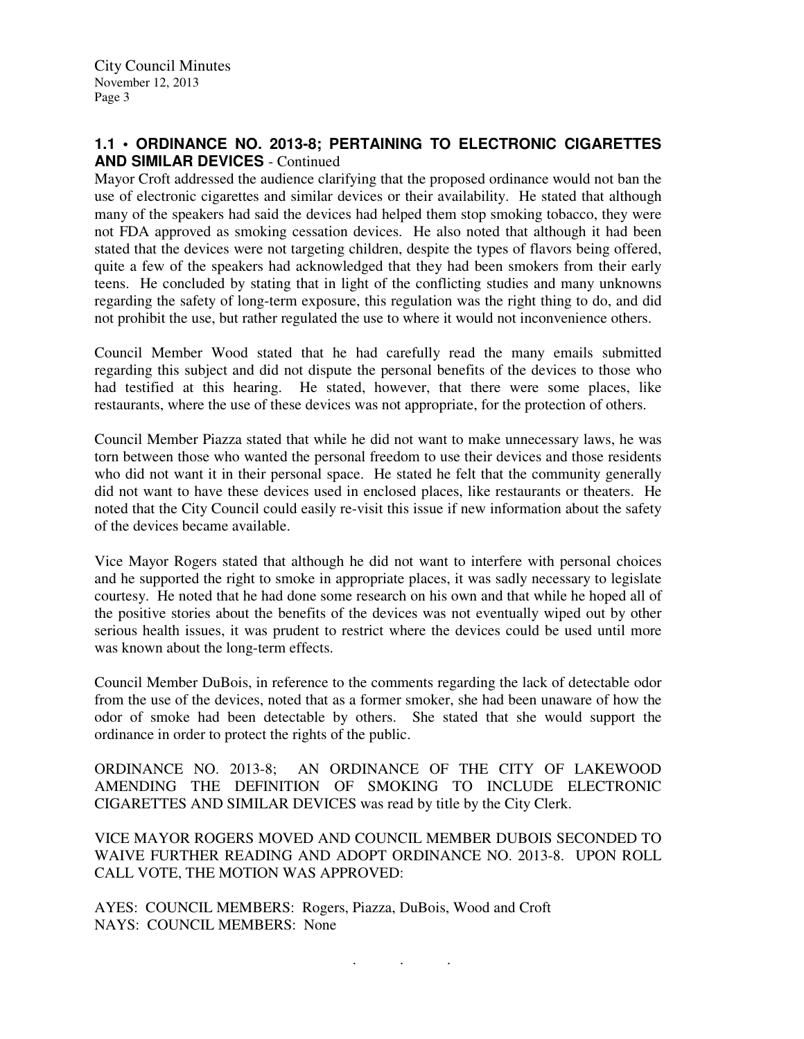## 1.1 • ORDINANCE NO. 2013-8; PERTAINING TO ELECTRONIC CIGARETTES AND SIMILAR DEVICES - Continued

Mayor Croft addressed the audience clarifying that the proposed ordinance would not ban the use of electronic cigarettes and similar devices or their availability. He stated that although many of the speakers had said the devices had helped them stop smoking tobacco, they were not FDA approved as smoking cessation devices. He also noted that although it had been stated that the devices were not targeting children, despite the types of flavors being offered, quite a few of the speakers had acknowledged that they had been smokers from their early teens. He concluded by stating that in light of the conflicting studies and many unknowns regarding the safety of long-term exposure, this regulation was the right thing to do, and did not prohibit the use, but rather regulated the use to where it would not inconvenience others.

Council Member Wood stated that he had carefully read the many emails submitted regarding this subject and did not dispute the personal benefits of the devices to those who had testified at this hearing. He stated, however, that there were some places, like restaurants, where the use of these devices was not appropriate, for the protection of others.

Council Member Piazza stated that while he did not want to make unnecessary laws, he was torn between those who wanted the personal freedom to use their devices and those residents who did not want it in their personal space. He stated he felt that the community generally did not want to have these devices used in enclosed places, like restaurants or theaters. He noted that the City Council could easily re-visit this issue if new information about the safety of the devices became available.

Vice Mayor Rogers stated that although he did not want to interfere with personal choices and he supported the right to smoke in appropriate places, it was sadly necessary to legislate courtesy. He noted that he had done some research on his own and that while he hoped all of the positive stories about the benefits of the devices was not eventually wiped out by other serious health issues, it was prudent to restrict where the devices could be used until more was known about the long-term effects.

Council Member DuBois, in reference to the comments regarding the lack of detectable odor from the use of the devices, noted that as a former smoker, she had been unaware of how the odor of smoke had been detectable by others. She stated that she would support the ordinance in order to protect the rights of the public.

ORDINANCE NO. 2013-8; AN ORDINANCE OF THE CITY OF LAKEWOOD AMENDING THE DEFINITION OF SMOKING TO INCLUDE ELECTRONIC CIGARETTES AND SIMILAR DEVICES was read by title by the City Clerk.

VICE MAYOR ROGERS MOVED AND COUNCIL MEMBER DUBOIS SECONDED TO WAIVE FURTHER READING AND ADOPT ORDINANCE NO. 2013-8. UPON ROLL CALL VOTE, THE MOTION WAS APPROVED:

AYES: COUNCIL MEMBERS: Rogers, Piazza, DuBois, Wood and Croft
NAYS: COUNCIL MEMBERS: None

. . .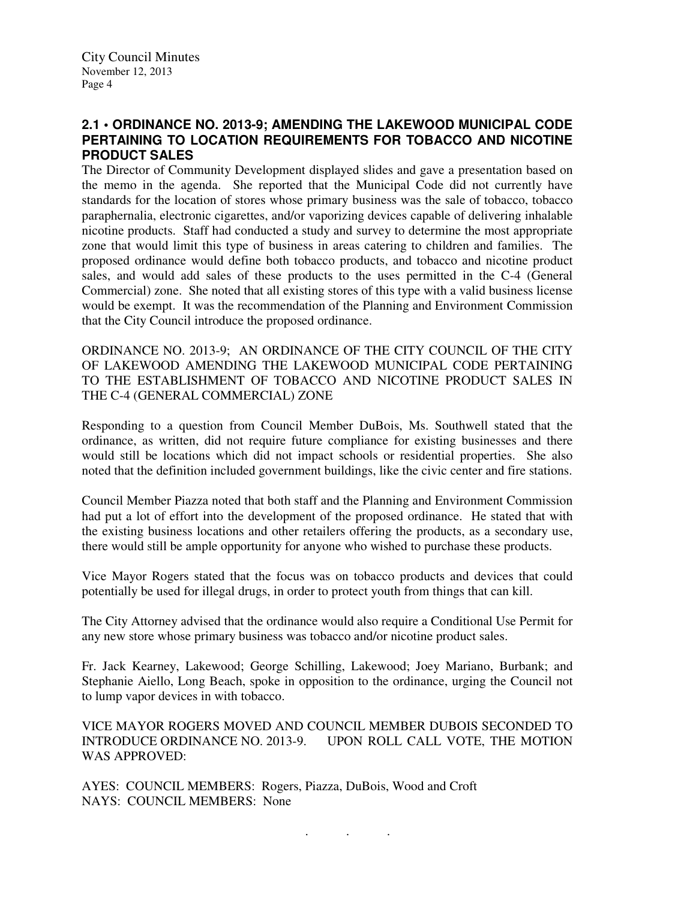## 2.1 • ORDINANCE NO. 2013-9; AMENDING THE LAKEWOOD MUNICIPAL CODE PERTAINING TO LOCATION REQUIREMENTS FOR TOBACCO AND NICOTINE PRODUCT SALES

The Director of Community Development displayed slides and gave a presentation based on the memo in the agenda. She reported that the Municipal Code did not currently have standards for the location of stores whose primary business was the sale of tobacco, tobacco paraphernalia, electronic cigarettes, and/or vaporizing devices capable of delivering inhalable nicotine products. Staff had conducted a study and survey to determine the most appropriate zone that would limit this type of business in areas catering to children and families. The proposed ordinance would define both tobacco products, and tobacco and nicotine product sales, and would add sales of these products to the uses permitted in the C-4 (General Commercial) zone. She noted that all existing stores of this type with a valid business license would be exempt. It was the recommendation of the Planning and Environment Commission that the City Council introduce the proposed ordinance.

ORDINANCE NO. 2013-9; AN ORDINANCE OF THE CITY COUNCIL OF THE CITY OF LAKEWOOD AMENDING THE LAKEWOOD MUNICIPAL CODE PERTAINING TO THE ESTABLISHMENT OF TOBACCO AND NICOTINE PRODUCT SALES IN THE C-4 (GENERAL COMMERCIAL) ZONE

Responding to a question from Council Member DuBois, Ms. Southwell stated that the ordinance, as written, did not require future compliance for existing businesses and there would still be locations which did not impact schools or residential properties. She also noted that the definition included government buildings, like the civic center and fire stations.

Council Member Piazza noted that both staff and the Planning and Environment Commission had put a lot of effort into the development of the proposed ordinance. He stated that with the existing business locations and other retailers offering the products, as a secondary use, there would still be ample opportunity for anyone who wished to purchase these products.

Vice Mayor Rogers stated that the focus was on tobacco products and devices that could potentially be used for illegal drugs, in order to protect youth from things that can kill.

The City Attorney advised that the ordinance would also require a Conditional Use Permit for any new store whose primary business was tobacco and/or nicotine product sales.

Fr. Jack Kearney, Lakewood; George Schilling, Lakewood; Joey Mariano, Burbank; and Stephanie Aiello, Long Beach, spoke in opposition to the ordinance, urging the Council not to lump vapor devices in with tobacco.

VICE MAYOR ROGERS MOVED AND COUNCIL MEMBER DUBOIS SECONDED TO INTRODUCE ORDINANCE NO. 2013-9. UPON ROLL CALL VOTE, THE MOTION WAS APPROVED:

AYES: COUNCIL MEMBERS: Rogers, Piazza, DuBois, Wood and Croft
NAYS: COUNCIL MEMBERS: None

. . .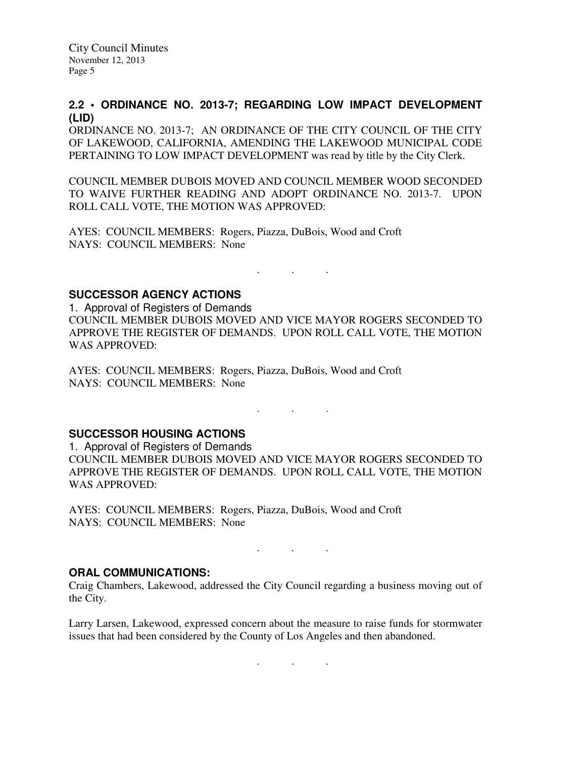### 2.2 • ORDINANCE NO. 2013-7; REGARDING LOW IMPACT DEVELOPMENT (LID)

ORDINANCE NO. 2013-7; AN ORDINANCE OF THE CITY COUNCIL OF THE CITY OF LAKEWOOD, CALIFORNIA, AMENDING THE LAKEWOOD MUNICIPAL CODE PERTAINING TO LOW IMPACT DEVELOPMENT was read by title by the City Clerk.

COUNCIL MEMBER DUBOIS MOVED AND COUNCIL MEMBER WOOD SECONDED TO WAIVE FURTHER READING AND ADOPT ORDINANCE NO. 2013-7. UPON ROLL CALL VOTE, THE MOTION WAS APPROVED:

AYES: COUNCIL MEMBERS: Rogers, Piazza, DuBois, Wood and Croft
NAYS: COUNCIL MEMBERS: None

. . .

### SUCCESSOR AGENCY ACTIONS

1. Approval of Registers of Demands
COUNCIL MEMBER DUBOIS MOVED AND VICE MAYOR ROGERS SECONDED TO APPROVE THE REGISTER OF DEMANDS. UPON ROLL CALL VOTE, THE MOTION WAS APPROVED:

AYES: COUNCIL MEMBERS: Rogers, Piazza, DuBois, Wood and Croft
NAYS: COUNCIL MEMBERS: None

. . .

### SUCCESSOR HOUSING ACTIONS

1. Approval of Registers of Demands
COUNCIL MEMBER DUBOIS MOVED AND VICE MAYOR ROGERS SECONDED TO APPROVE THE REGISTER OF DEMANDS. UPON ROLL CALL VOTE, THE MOTION WAS APPROVED:

AYES: COUNCIL MEMBERS: Rogers, Piazza, DuBois, Wood and Croft
NAYS: COUNCIL MEMBERS: None

. . .

### ORAL COMMUNICATIONS:

Craig Chambers, Lakewood, addressed the City Council regarding a business moving out of the City.

Larry Larsen, Lakewood, expressed concern about the measure to raise funds for stormwater issues that had been considered by the County of Los Angeles and then abandoned.

. . .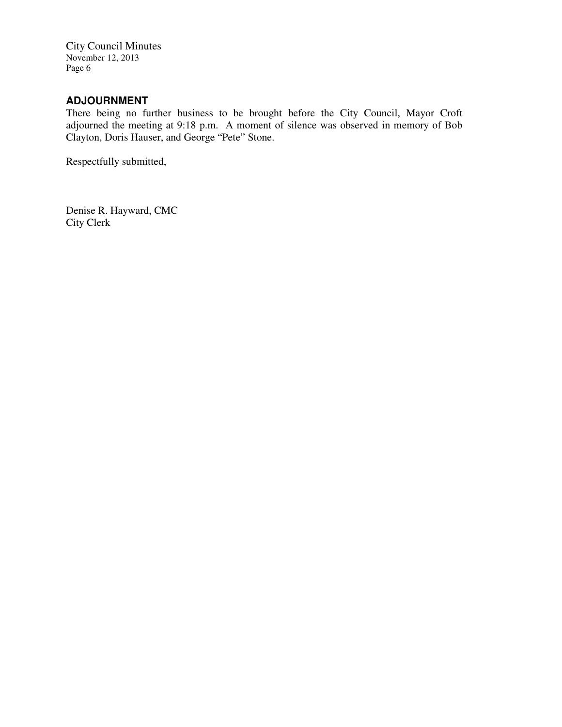## ADJOURNMENT

There being no further business to be brought before the City Council, Mayor Croft adjourned the meeting at 9:18 p.m. A moment of silence was observed in memory of Bob Clayton, Doris Hauser, and George "Pete" Stone.

Respectfully submitted,

Denise R. Hayward, CMC
City Clerk